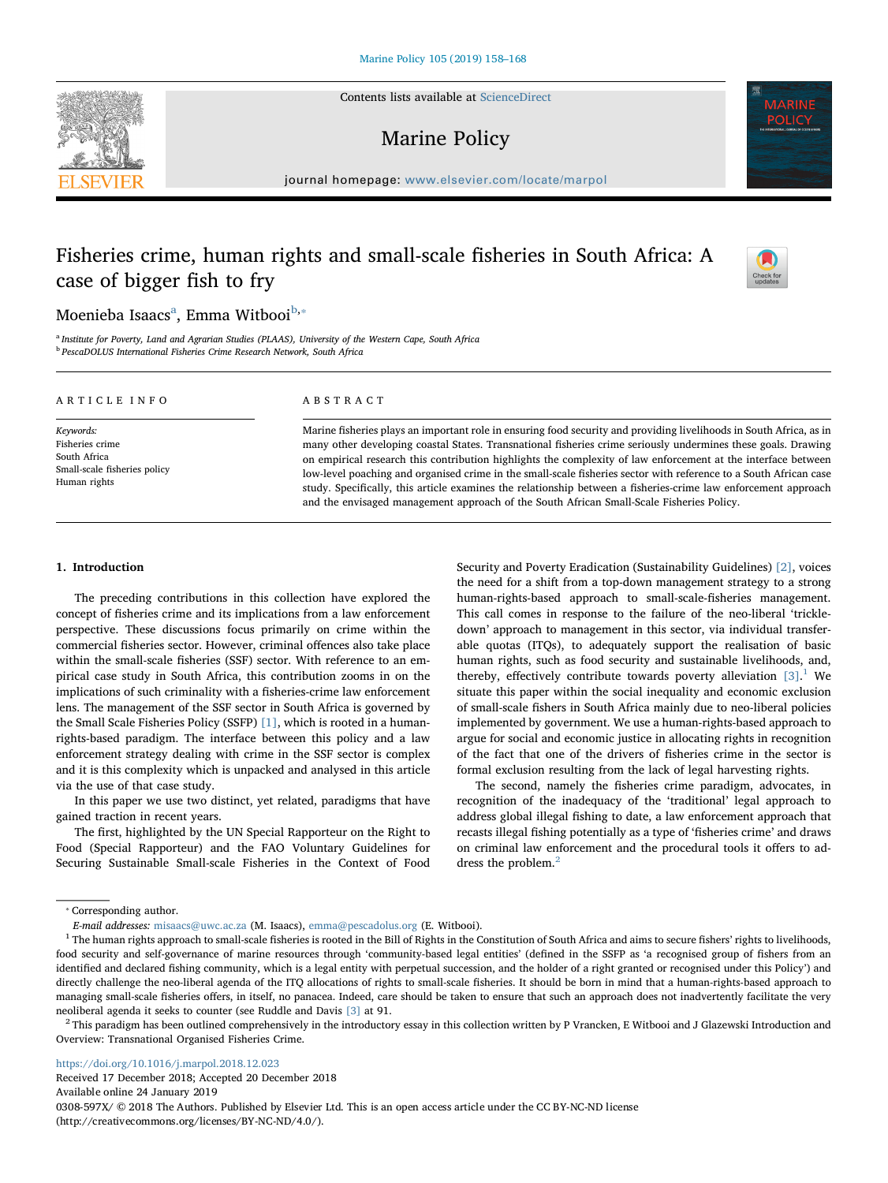# Fisheries crime, human rights and small-scale fisheries in South Africa: A case of bigger fish to fry

Moenieba Isaacs[a], Emma Witbooi[b,*]

[a] Institute for Poverty, Land and Agrarian Studies (PLAAS), University of the Western Cape, South Africa
[b] PescaDOLUS International Fisheries Crime Research Network, South Africa

## ARTICLE INFO

*Keywords:*
Fisheries crime
South Africa
Small-scale fisheries policy
Human rights

## ABSTRACT

Marine fisheries plays an important role in ensuring food security and providing livelihoods in South Africa, as in many other developing coastal States. Transnational fisheries crime seriously undermines these goals. Drawing on empirical research this contribution highlights the complexity of law enforcement at the interface between low-level poaching and organised crime in the small-scale fisheries sector with reference to a South African case study. Specifically, this article examines the relationship between a fisheries-crime law enforcement approach and the envisaged management approach of the South African Small-Scale Fisheries Policy.

## 1. Introduction

The preceding contributions in this collection have explored the concept of fisheries crime and its implications from a law enforcement perspective. These discussions focus primarily on crime within the commercial fisheries sector. However, criminal offences also take place within the small-scale fisheries (SSF) sector. With reference to an empirical case study in South Africa, this contribution zooms in on the implications of such criminality with a fisheries-crime law enforcement lens. The management of the SSF sector in South Africa is governed by the Small Scale Fisheries Policy (SSFP) [1], which is rooted in a human-rights-based paradigm. The interface between this policy and a law enforcement strategy dealing with crime in the SSF sector is complex and it is this complexity which is unpacked and analysed in this article via the use of that case study.

In this paper we use two distinct, yet related, paradigms that have gained traction in recent years.

The first, highlighted by the UN Special Rapporteur on the Right to Food (Special Rapporteur) and the FAO Voluntary Guidelines for Securing Sustainable Small-scale Fisheries in the Context of Food Security and Poverty Eradication (Sustainability Guidelines) [2], voices the need for a shift from a top-down management strategy to a strong human-rights-based approach to small-scale-fisheries management. This call comes in response to the failure of the neo-liberal 'trickle-down' approach to management in this sector, via individual transferable quotas (ITQs), to adequately support the realisation of basic human rights, such as food security and sustainable livelihoods, and, thereby, effectively contribute towards poverty alleviation [3].[1] We situate this paper within the social inequality and economic exclusion of small-scale fishers in South Africa mainly due to neo-liberal policies implemented by government. We use a human-rights-based approach to argue for social and economic justice in allocating rights in recognition of the fact that one of the drivers of fisheries crime in the sector is formal exclusion resulting from the lack of legal harvesting rights.

The second, namely the fisheries crime paradigm, advocates, in recognition of the inadequacy of the 'traditional' legal approach to address global illegal fishing to date, a law enforcement approach that recasts illegal fishing potentially as a type of 'fisheries crime' and draws on criminal law enforcement and the procedural tools it offers to address the problem.[2]

---

* Corresponding author.
*E-mail addresses:* misaacs@uwc.ac.za (M. Isaacs), emma@pescadolus.org (E. Witbooi).

[1] The human rights approach to small-scale fisheries is rooted in the Bill of Rights in the Constitution of South Africa and aims to secure fishers' rights to livelihoods, food security and self-governance of marine resources through 'community-based legal entities' (defined in the SSFP as 'a recognised group of fishers from an identified and declared fishing community, which is a legal entity with perpetual succession, and the holder of a right granted or recognised under this Policy') and directly challenge the neo-liberal agenda of the ITQ allocations of rights to small-scale fisheries. It should be born in mind that a human-rights-based approach to managing small-scale fisheries offers, in itself, no panacea. Indeed, care should be taken to ensure that such an approach does not inadvertently facilitate the very neoliberal agenda it seeks to counter (see Ruddle and Davis [3] at 91.

[2] This paradigm has been outlined comprehensively in the introductory essay in this collection written by P Vrancken, E Witbooi and J Glazewski Introduction and Overview: Transnational Organised Fisheries Crime.

https://doi.org/10.1016/j.marpol.2018.12.023
Received 17 December 2018; Accepted 20 December 2018
Available online 24 January 2019
0308-597X/ © 2018 The Authors. Published by Elsevier Ltd. This is an open access article under the CC BY-NC-ND license (http://creativecommons.org/licenses/BY-NC-ND/4.0/).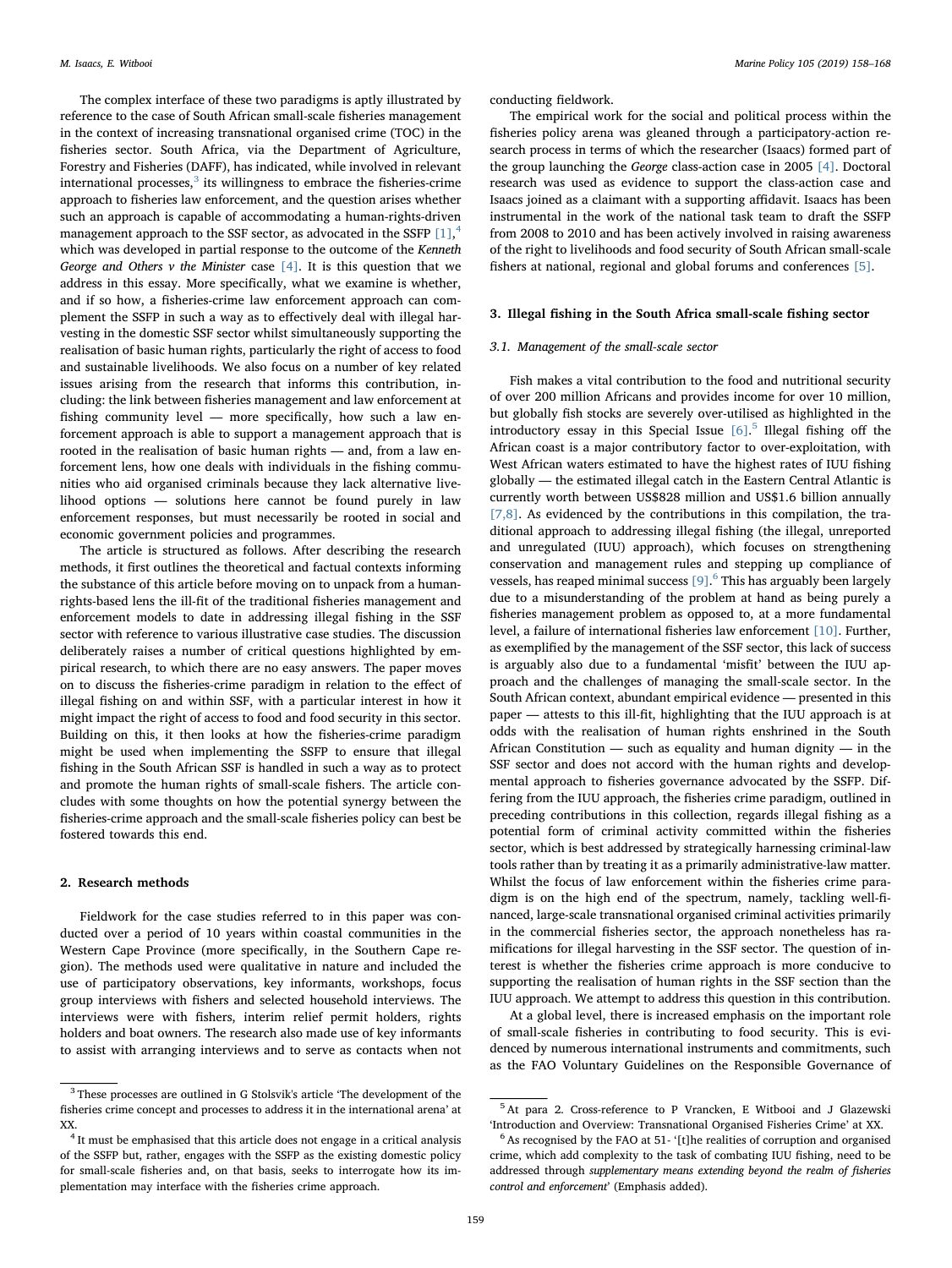The complex interface of these two paradigms is aptly illustrated by reference to the case of South African small-scale fisheries management in the context of increasing transnational organised crime (TOC) in the fisheries sector. South Africa, via the Department of Agriculture, Forestry and Fisheries (DAFF), has indicated, while involved in relevant international processes,[3] its willingness to embrace the fisheries-crime approach to fisheries law enforcement, and the question arises whether such an approach is capable of accommodating a human-rights-driven management approach to the SSF sector, as advocated in the SSFP [1],[4] which was developed in partial response to the outcome of the *Kenneth George and Others v the Minister* case [4]. It is this question that we address in this essay. More specifically, what we examine is whether, and if so how, a fisheries-crime law enforcement approach can complement the SSFP in such a way as to effectively deal with illegal harvesting in the domestic SSF sector whilst simultaneously supporting the realisation of basic human rights, particularly the right of access to food and sustainable livelihoods. We also focus on a number of key related issues arising from the research that informs this contribution, including: the link between fisheries management and law enforcement at fishing community level — more specifically, how such a law enforcement approach is able to support a management approach that is rooted in the realisation of basic human rights — and, from a law enforcement lens, how one deals with individuals in the fishing communities who aid organised criminals because they lack alternative livelihood options — solutions here cannot be found purely in law enforcement responses, but must necessarily be rooted in social and economic government policies and programmes.

The article is structured as follows. After describing the research methods, it first outlines the theoretical and factual contexts informing the substance of this article before moving on to unpack from a human-rights-based lens the ill-fit of the traditional fisheries management and enforcement models to date in addressing illegal fishing in the SSF sector with reference to various illustrative case studies. The discussion deliberately raises a number of critical questions highlighted by empirical research, to which there are no easy answers. The paper moves on to discuss the fisheries-crime paradigm in relation to the effect of illegal fishing on and within SSF, with a particular interest in how it might impact the right of access to food and food security in this sector. Building on this, it then looks at how the fisheries-crime paradigm might be used when implementing the SSFP to ensure that illegal fishing in the South African SSF is handled in such a way as to protect and promote the human rights of small-scale fishers. The article concludes with some thoughts on how the potential synergy between the fisheries-crime approach and the small-scale fisheries policy can best be fostered towards this end.

## 2. Research methods

Fieldwork for the case studies referred to in this paper was conducted over a period of 10 years within coastal communities in the Western Cape Province (more specifically, in the Southern Cape region). The methods used were qualitative in nature and included the use of participatory observations, key informants, workshops, focus group interviews with fishers and selected household interviews. The interviews were with fishers, interim relief permit holders, rights holders and boat owners. The research also made use of key informants to assist with arranging interviews and to serve as contacts when not conducting fieldwork.

The empirical work for the social and political process within the fisheries policy arena was gleaned through a participatory-action research process in terms of which the researcher (Isaacs) formed part of the group launching the *George* class-action case in 2005 [4]. Doctoral research was used as evidence to support the class-action case and Isaacs joined as a claimant with a supporting affidavit. Isaacs has been instrumental in the work of the national task team to draft the SSFP from 2008 to 2010 and has been actively involved in raising awareness of the right to livelihoods and food security of South African small-scale fishers at national, regional and global forums and conferences [5].

## 3. Illegal fishing in the South Africa small-scale fishing sector

### 3.1. Management of the small-scale sector

Fish makes a vital contribution to the food and nutritional security of over 200 million Africans and provides income for over 10 million, but globally fish stocks are severely over-utilised as highlighted in the introductory essay in this Special Issue [6].[5] Illegal fishing off the African coast is a major contributory factor to over-exploitation, with West African waters estimated to have the highest rates of IUU fishing globally — the estimated illegal catch in the Eastern Central Atlantic is currently worth between US$828 million and US$1.6 billion annually [7,8]. As evidenced by the contributions in this compilation, the traditional approach to addressing illegal fishing (the illegal, unreported and unregulated (IUU) approach), which focuses on strengthening conservation and management rules and stepping up compliance of vessels, has reaped minimal success [9].[6] This has arguably been largely due to a misunderstanding of the problem at hand as being purely a fisheries management problem as opposed to, at a more fundamental level, a failure of international fisheries law enforcement [10]. Further, as exemplified by the management of the SSF sector, this lack of success is arguably also due to a fundamental 'misfit' between the IUU approach and the challenges of managing the small-scale sector. In the South African context, abundant empirical evidence — presented in this paper — attests to this ill-fit, highlighting that the IUU approach is at odds with the realisation of human rights enshrined in the South African Constitution — such as equality and human dignity — in the SSF sector and does not accord with the human rights and developmental approach to fisheries governance advocated by the SSFP. Differing from the IUU approach, the fisheries crime paradigm, outlined in preceding contributions in this collection, regards illegal fishing as a potential form of criminal activity committed within the fisheries sector, which is best addressed by strategically harnessing criminal-law tools rather than by treating it as a primarily administrative-law matter. Whilst the focus of law enforcement within the fisheries crime paradigm is on the high end of the spectrum, namely, tackling well-financed, large-scale transnational organised criminal activities primarily in the commercial fisheries sector, the approach nonetheless has ramifications for illegal harvesting in the SSF sector. The question of interest is whether the fisheries crime approach is more conducive to supporting the realisation of human rights in the SSF section than the IUU approach. We attempt to address this question in this contribution.

At a global level, there is increased emphasis on the important role of small-scale fisheries in contributing to food security. This is evidenced by numerous international instruments and commitments, such as the FAO Voluntary Guidelines on the Responsible Governance of

---

[3] These processes are outlined in G Stolsvik's article 'The development of the fisheries crime concept and processes to address it in the international arena' at XX.

[4] It must be emphasised that this article does not engage in a critical analysis of the SSFP but, rather, engages with the SSFP as the existing domestic policy for small-scale fisheries and, on that basis, seeks to interrogate how its implementation may interface with the fisheries crime approach.

[5] At para 2. Cross-reference to P Vrancken, E Witbooi and J Glazewski 'Introduction and Overview: Transnational Organised Fisheries Crime' at XX.

[6] As recognised by the FAO at 51- '[t]he realities of corruption and organised crime, which add complexity to the task of combating IUU fishing, need to be addressed through *supplementary means extending beyond the realm of fisheries control and enforcement*' (Emphasis added).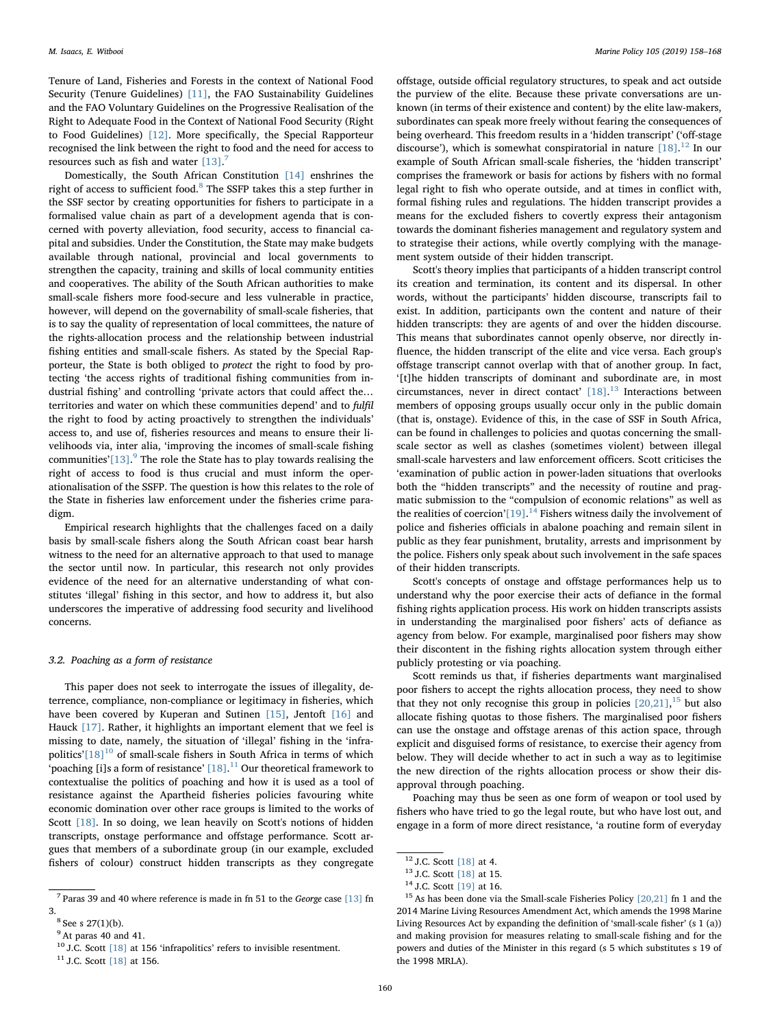Tenure of Land, Fisheries and Forests in the context of National Food Security (Tenure Guidelines) [11], the FAO Sustainability Guidelines and the FAO Voluntary Guidelines on the Progressive Realisation of the Right to Adequate Food in the Context of National Food Security (Right to Food Guidelines) [12]. More specifically, the Special Rapporteur recognised the link between the right to food and the need for access to resources such as fish and water [13].[7]

Domestically, the South African Constitution [14] enshrines the right of access to sufficient food.[8] The SSFP takes this a step further in the SSF sector by creating opportunities for fishers to participate in a formalised value chain as part of a development agenda that is concerned with poverty alleviation, food security, access to financial capital and subsidies. Under the Constitution, the State may make budgets available through national, provincial and local governments to strengthen the capacity, training and skills of local community entities and cooperatives. The ability of the South African authorities to make small-scale fishers more food-secure and less vulnerable in practice, however, will depend on the governability of small-scale fisheries, that is to say the quality of representation of local committees, the nature of the rights-allocation process and the relationship between industrial fishing entities and small-scale fishers. As stated by the Special Rapporteur, the State is both obliged to *protect* the right to food by protecting 'the access rights of traditional fishing communities from industrial fishing' and controlling 'private actors that could affect the… territories and water on which these communities depend' and to *fulfil* the right to food by acting proactively to strengthen the individuals' access to, and use of, fisheries resources and means to ensure their livelihoods via, inter alia, 'improving the incomes of small-scale fishing communities'[13].[9] The role the State has to play towards realising the right of access to food is thus crucial and must inform the operationalisation of the SSFP. The question is how this relates to the role of the State in fisheries law enforcement under the fisheries crime paradigm.

Empirical research highlights that the challenges faced on a daily basis by small-scale fishers along the South African coast bear harsh witness to the need for an alternative approach to that used to manage the sector until now. In particular, this research not only provides evidence of the need for an alternative understanding of what constitutes 'illegal' fishing in this sector, and how to address it, but also underscores the imperative of addressing food security and livelihood concerns.

### 3.2. Poaching as a form of resistance

This paper does not seek to interrogate the issues of illegality, deterrence, compliance, non-compliance or legitimacy in fisheries, which have been covered by Kuperan and Sutinen [15], Jentoft [16] and Hauck [17]. Rather, it highlights an important element that we feel is missing to date, namely, the situation of 'illegal' fishing in the 'infrapolitics'[18][10] of small-scale fishers in South Africa in terms of which 'poaching [i]s a form of resistance' [18].[11] Our theoretical framework to contextualise the politics of poaching and how it is used as a tool of resistance against the Apartheid fisheries policies favouring white economic domination over other race groups is limited to the works of Scott [18]. In so doing, we lean heavily on Scott's notions of hidden transcripts, onstage performance and offstage performance. Scott argues that members of a subordinate group (in our example, excluded fishers of colour) construct hidden transcripts as they congregate offstage, outside official regulatory structures, to speak and act outside the purview of the elite. Because these private conversations are unknown (in terms of their existence and content) by the elite law-makers, subordinates can speak more freely without fearing the consequences of being overheard. This freedom results in a 'hidden transcript' ('off-stage discourse'), which is somewhat conspiratorial in nature [18].[12] In our example of South African small-scale fisheries, the 'hidden transcript' comprises the framework or basis for actions by fishers with no formal legal right to fish who operate outside, and at times in conflict with, formal fishing rules and regulations. The hidden transcript provides a means for the excluded fishers to covertly express their antagonism towards the dominant fisheries management and regulatory system and to strategise their actions, while overtly complying with the management system outside of their hidden transcript.

Scott's theory implies that participants of a hidden transcript control its creation and termination, its content and its dispersal. In other words, without the participants' hidden discourse, transcripts fail to exist. In addition, participants own the content and nature of their hidden transcripts: they are agents of and over the hidden discourse. This means that subordinates cannot openly observe, nor directly influence, the hidden transcript of the elite and vice versa. Each group's offstage transcript cannot overlap with that of another group. In fact, '[t]he hidden transcripts of dominant and subordinate are, in most circumstances, never in direct contact' [18].[13] Interactions between members of opposing groups usually occur only in the public domain (that is, onstage). Evidence of this, in the case of SSF in South Africa, can be found in challenges to policies and quotas concerning the small-scale sector as well as clashes (sometimes violent) between illegal small-scale harvesters and law enforcement officers. Scott criticises the 'examination of public action in power-laden situations that overlooks both the "hidden transcripts" and the necessity of routine and pragmatic submission to the "compulsion of economic relations" as well as the realities of coercion'[19].[14] Fishers witness daily the involvement of police and fisheries officials in abalone poaching and remain silent in public as they fear punishment, brutality, arrests and imprisonment by the police. Fishers only speak about such involvement in the safe spaces of their hidden transcripts.

Scott's concepts of onstage and offstage performances help us to understand why the poor exercise their acts of defiance in the formal fishing rights application process. His work on hidden transcripts assists in understanding the marginalised poor fishers' acts of defiance as agency from below. For example, marginalised poor fishers may show their discontent in the fishing rights allocation system through either publicly protesting or via poaching.

Scott reminds us that, if fisheries departments want marginalised poor fishers to accept the rights allocation process, they need to show that they not only recognise this group in policies [20,21],[15] but also allocate fishing quotas to those fishers. The marginalised poor fishers can use the onstage and offstage arenas of this action space, through explicit and disguised forms of resistance, to exercise their agency from below. They will decide whether to act in such a way as to legitimise the new direction of the rights allocation process or show their disapproval through poaching.

Poaching may thus be seen as one form of weapon or tool used by fishers who have tried to go the legal route, but who have lost out, and engage in a form of more direct resistance, 'a routine form of everyday

---

[7] Paras 39 and 40 where reference is made in fn 51 to the *George* case [13] fn 3.

[8] See s 27(1)(b).

[9] At paras 40 and 41.

[10] J.C. Scott [18] at 156 'infrapolitics' refers to invisible resentment.

[11] J.C. Scott [18] at 156.

[12] J.C. Scott [18] at 4.

[13] J.C. Scott [18] at 15.

[14] J.C. Scott [19] at 16.

[15] As has been done via the Small-scale Fisheries Policy [20,21] fn 1 and the 2014 Marine Living Resources Amendment Act, which amends the 1998 Marine Living Resources Act by expanding the definition of 'small-scale fisher' (s 1 (a)) and making provision for measures relating to small-scale fishing and for the powers and duties of the Minister in this regard (s 5 which substitutes s 19 of the 1998 MRLA).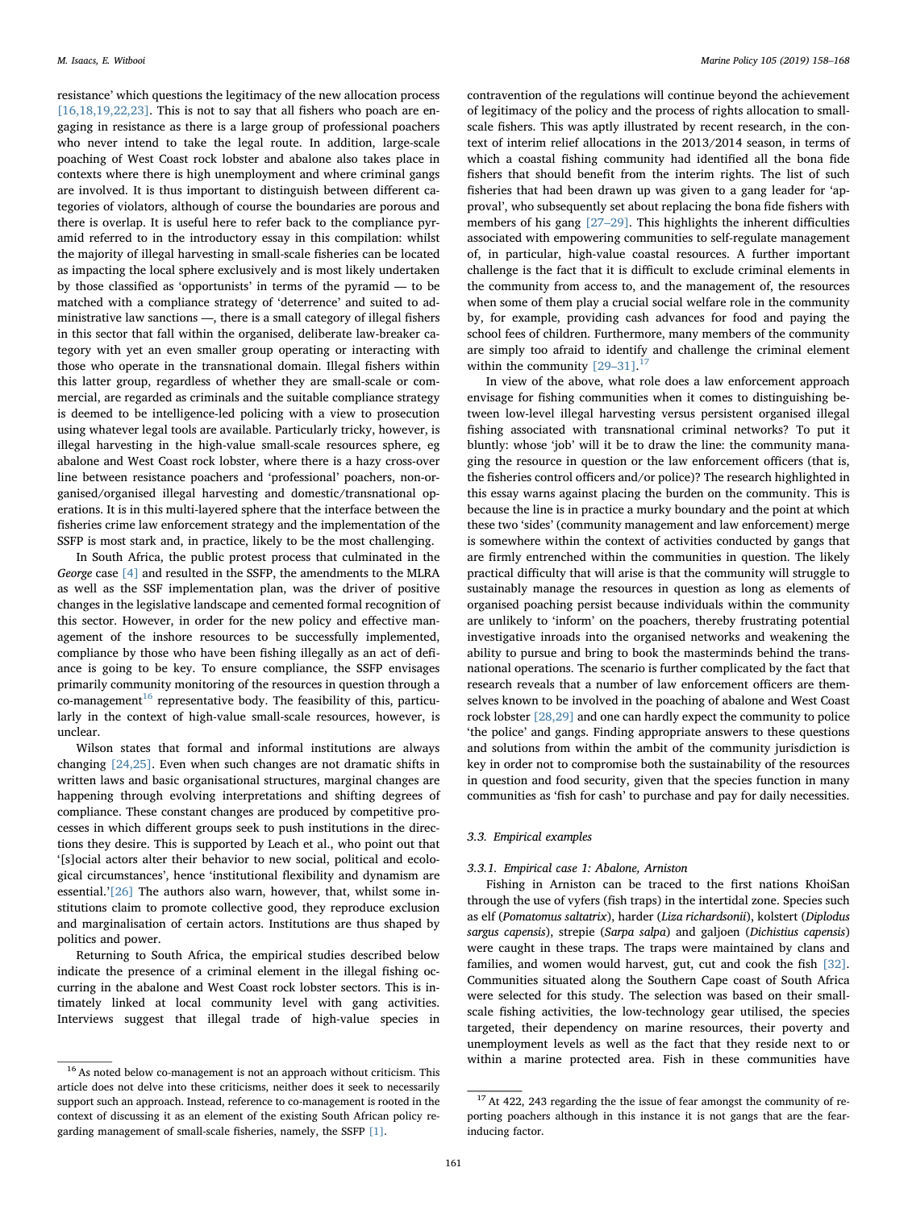resistance' which questions the legitimacy of the new allocation process [16,18,19,22,23]. This is not to say that all fishers who poach are engaging in resistance as there is a large group of professional poachers who never intend to take the legal route. In addition, large-scale poaching of West Coast rock lobster and abalone also takes place in contexts where there is high unemployment and where criminal gangs are involved. It is thus important to distinguish between different categories of violators, although of course the boundaries are porous and there is overlap. It is useful here to refer back to the compliance pyramid referred to in the introductory essay in this compilation: whilst the majority of illegal harvesting in small-scale fisheries can be located as impacting the local sphere exclusively and is most likely undertaken by those classified as 'opportunists' in terms of the pyramid — to be matched with a compliance strategy of 'deterrence' and suited to administrative law sanctions —, there is a small category of illegal fishers in this sector that fall within the organised, deliberate law-breaker category with yet an even smaller group operating or interacting with those who operate in the transnational domain. Illegal fishers within this latter group, regardless of whether they are small-scale or commercial, are regarded as criminals and the suitable compliance strategy is deemed to be intelligence-led policing with a view to prosecution using whatever legal tools are available. Particularly tricky, however, is illegal harvesting in the high-value small-scale resources sphere, eg abalone and West Coast rock lobster, where there is a hazy cross-over line between resistance poachers and 'professional' poachers, non-organised/organised illegal harvesting and domestic/transnational operations. It is in this multi-layered sphere that the interface between the fisheries crime law enforcement strategy and the implementation of the SSFP is most stark and, in practice, likely to be the most challenging.

In South Africa, the public protest process that culminated in the *George* case [4] and resulted in the SSFP, the amendments to the MLRA as well as the SSF implementation plan, was the driver of positive changes in the legislative landscape and cemented formal recognition of this sector. However, in order for the new policy and effective management of the inshore resources to be successfully implemented, compliance by those who have been fishing illegally as an act of defiance is going to be key. To ensure compliance, the SSFP envisages primarily community monitoring of the resources in question through a co-management[16] representative body. The feasibility of this, particularly in the context of high-value small-scale resources, however, is unclear.

Wilson states that formal and informal institutions are always changing [24,25]. Even when such changes are not dramatic shifts in written laws and basic organisational structures, marginal changes are happening through evolving interpretations and shifting degrees of compliance. These constant changes are produced by competitive processes in which different groups seek to push institutions in the directions they desire. This is supported by Leach et al., who point out that '[s]ocial actors alter their behavior to new social, political and ecological circumstances', hence 'institutional flexibility and dynamism are essential.'[26] The authors also warn, however, that, whilst some institutions claim to promote collective good, they reproduce exclusion and marginalisation of certain actors. Institutions are thus shaped by politics and power.

Returning to South Africa, the empirical studies described below indicate the presence of a criminal element in the illegal fishing occurring in the abalone and West Coast rock lobster sectors. This is intimately linked at local community level with gang activities. Interviews suggest that illegal trade of high-value species in contravention of the regulations will continue beyond the achievement of legitimacy of the policy and the process of rights allocation to small-scale fishers. This was aptly illustrated by recent research, in the context of interim relief allocations in the 2013/2014 season, in terms of which a coastal fishing community had identified all the bona fide fishers that should benefit from the interim rights. The list of such fisheries that had been drawn up was given to a gang leader for 'approval', who subsequently set about replacing the bona fide fishers with members of his gang [27–29]. This highlights the inherent difficulties associated with empowering communities to self-regulate management of, in particular, high-value coastal resources. A further important challenge is the fact that it is difficult to exclude criminal elements in the community from access to, and the management of, the resources when some of them play a crucial social welfare role in the community by, for example, providing cash advances for food and paying the school fees of children. Furthermore, many members of the community are simply too afraid to identify and challenge the criminal element within the community [29–31].[17]

In view of the above, what role does a law enforcement approach envisage for fishing communities when it comes to distinguishing between low-level illegal harvesting versus persistent organised illegal fishing associated with transnational criminal networks? To put it bluntly: whose 'job' will it be to draw the line: the community managing the resource in question or the law enforcement officers (that is, the fisheries control officers and/or police)? The research highlighted in this essay warns against placing the burden on the community. This is because the line is in practice a murky boundary and the point at which these two 'sides' (community management and law enforcement) merge is somewhere within the context of activities conducted by gangs that are firmly entrenched within the communities in question. The likely practical difficulty that will arise is that the community will struggle to sustainably manage the resources in question as long as elements of organised poaching persist because individuals within the community are unlikely to 'inform' on the poachers, thereby frustrating potential investigative inroads into the organised networks and weakening the ability to pursue and bring to book the masterminds behind the transnational operations. The scenario is further complicated by the fact that research reveals that a number of law enforcement officers are themselves known to be involved in the poaching of abalone and West Coast rock lobster [28,29] and one can hardly expect the community to police 'the police' and gangs. Finding appropriate answers to these questions and solutions from within the ambit of the community jurisdiction is key in order not to compromise both the sustainability of the resources in question and food security, given that the species function in many communities as 'fish for cash' to purchase and pay for daily necessities.

### 3.3. Empirical examples

#### 3.3.1. Empirical case 1: Abalone, Arniston

Fishing in Arniston can be traced to the first nations KhoiSan through the use of vyfers (fish traps) in the intertidal zone. Species such as elf (*Pomatomus saltatrix*), harder (*Liza richardsonii*), kolstert (*Diplodus sargus capensis*), strepie (*Sarpa salpa*) and galjoen (*Dichistius capensis*) were caught in these traps. The traps were maintained by clans and families, and women would harvest, gut, cut and cook the fish [32]. Communities situated along the Southern Cape coast of South Africa were selected for this study. The selection was based on their small-scale fishing activities, the low-technology gear utilised, the species targeted, their dependency on marine resources, their poverty and unemployment levels as well as the fact that they reside next to or within a marine protected area. Fish in these communities have

[16] As noted below co-management is not an approach without criticism. This article does not delve into these criticisms, neither does it seek to necessarily support such an approach. Instead, reference to co-management is rooted in the context of discussing it as an element of the existing South African policy regarding management of small-scale fisheries, namely, the SSFP [1].

[17] At 422, 243 regarding the the issue of fear amongst the community of reporting poachers although in this instance it is not gangs that are the fear-inducing factor.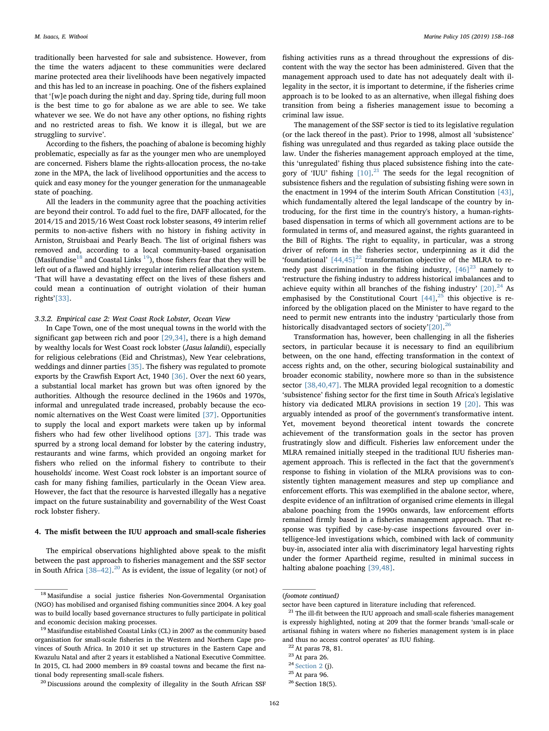traditionally been harvested for sale and subsistence. However, from the time the waters adjacent to these communities were declared marine protected area their livelihoods have been negatively impacted and this has led to an increase in poaching. One of the fishers explained that '[w]e poach during the night and day. Spring tide, during full moon is the best time to go for abalone as we are able to see. We take whatever we see. We do not have any other options, no fishing rights and no restricted areas to fish. We know it is illegal, but we are struggling to survive'.

According to the fishers, the poaching of abalone is becoming highly problematic, especially as far as the younger men who are unemployed are concerned. Fishers blame the rights-allocation process, the no-take zone in the MPA, the lack of livelihood opportunities and the access to quick and easy money for the younger generation for the unmanageable state of poaching.

All the leaders in the community agree that the poaching activities are beyond their control. To add fuel to the fire, DAFF allocated, for the 2014/15 and 2015/16 West Coast rock lobster seasons, 49 interim relief permits to non-active fishers with no history in fishing activity in Arniston, Struisbaai and Pearly Beach. The list of original fishers was removed and, according to a local community-based organisation (Masifundise[18] and Coastal Links [19]), those fishers fear that they will be left out of a flawed and highly irregular interim relief allocation system. 'That will have a devastating effect on the lives of these fishers and could mean a continuation of outright violation of their human rights'[33].

#### 3.3.2. Empirical case 2: West Coast Rock Lobster, Ocean View

In Cape Town, one of the most unequal towns in the world with the significant gap between rich and poor [29,34], there is a high demand by wealthy locals for West Coast rock lobster (*Jasus lalandii*), especially for religious celebrations (Eid and Christmas), New Year celebrations, weddings and dinner parties [35]. The fishery was regulated to promote exports by the Crawfish Export Act, 1940 [36]. Over the next 60 years, a substantial local market has grown but was often ignored by the authorities. Although the resource declined in the 1960s and 1970s, informal and unregulated trade increased, probably because the economic alternatives on the West Coast were limited [37]. Opportunities to supply the local and export markets were taken up by informal fishers who had few other livelihood options [37]. This trade was spurred by a strong local demand for lobster by the catering industry, restaurants and wine farms, which provided an ongoing market for fishers who relied on the informal fishery to contribute to their households' income. West Coast rock lobster is an important source of cash for many fishing families, particularly in the Ocean View area. However, the fact that the resource is harvested illegally has a negative impact on the future sustainability and governability of the West Coast rock lobster fishery.

## 4. The misfit between the IUU approach and small-scale fisheries

The empirical observations highlighted above speak to the misfit between the past approach to fisheries management and the SSF sector in South Africa [38–42].[20] As is evident, the issue of legality (or not) of fishing activities runs as a thread throughout the expressions of discontent with the way the sector has been administered. Given that the management approach used to date has not adequately dealt with illegality in the sector, it is important to determine, if the fisheries crime approach is to be looked to as an alternative, when illegal fishing does transition from being a fisheries management issue to becoming a criminal law issue.

The management of the SSF sector is tied to its legislative regulation (or the lack thereof in the past). Prior to 1998, almost all 'subsistence' fishing was unregulated and thus regarded as taking place outside the law. Under the fisheries management approach employed at the time, this 'unregulated' fishing thus placed subsistence fishing into the category of 'IUU' fishing [10].[21] The seeds for the legal recognition of subsistence fishers and the regulation of subsisting fishing were sown in the enactment in 1994 of the interim South African Constitution [43], which fundamentally altered the legal landscape of the country by introducing, for the first time in the country's history, a human-rights-based dispensation in terms of which all government actions are to be formulated in terms of, and measured against, the rights guaranteed in the Bill of Rights. The right to equality, in particular, was a strong driver of reform in the fisheries sector, underpinning as it did the 'foundational' [44,45][22] transformation objective of the MLRA to remedy past discrimination in the fishing industry, [46][23] namely to 'restructure the fishing industry to address historical imbalances and to achieve equity within all branches of the fishing industry' [20].[24] As emphasised by the Constitutional Court [44],[25] this objective is reinforced by the obligation placed on the Minister to have regard to the need to permit new entrants into the industry 'particularly those from historically disadvantaged sectors of society'[20].[26]

Transformation has, however, been challenging in all the fisheries sectors, in particular because it is necessary to find an equilibrium between, on the one hand, effecting transformation in the context of access rights and, on the other, securing biological sustainability and broader economic stability, nowhere more so than in the subsistence sector [38,40,47]. The MLRA provided legal recognition to a domestic 'subsistence' fishing sector for the first time in South Africa's legislative history via dedicated MLRA provisions in section 19 [20]. This was arguably intended as proof of the government's transformative intent. Yet, movement beyond theoretical intent towards the concrete achievement of the transformation goals in the sector has proven frustratingly slow and difficult. Fisheries law enforcement under the MLRA remained initially steeped in the traditional IUU fisheries management approach. This is reflected in the fact that the government's response to fishing in violation of the MLRA provisions was to consistently tighten management measures and step up compliance and enforcement efforts. This was exemplified in the abalone sector, where, despite evidence of an infiltration of organised crime elements in illegal abalone poaching from the 1990s onwards, law enforcement efforts remained firmly based in a fisheries management approach. That response was typified by case-by-case inspections favoured over intelligence-led investigations which, combined with lack of community buy-in, associated inter alia with discriminatory legal harvesting rights under the former Apartheid regime, resulted in minimal success in halting abalone poaching [39,48].

---

[18] Masifundise a social justice fisheries Non-Governmental Organisation (NGO) has mobilised and organised fishing communities since 2004. A key goal was to build locally based governance structures to fully participate in political and economic decision making processes.

[19] Masifundise established Coastal Links (CL) in 2007 as the community based organisation for small-scale fisheries in the Western and Northern Cape provinces of South Africa. In 2010 it set up structures in the Eastern Cape and Kwazulu Natal and after 2 years it established a National Executive Committee. In 2015, CL had 2000 members in 89 coastal towns and became the first national body representing small-scale fishers.

[20] Discussions around the complexity of illegality in the South African SSF sector have been captured in literature including that referenced.

[21] The ill-fit between the IUU approach and small-scale fisheries management is expressly highlighted, noting at 209 that the former brands 'small-scale or artisanal fishing in waters where no fisheries management system is in place and thus no access control operates' as IUU fishing.

[22] At paras 78, 81.

[23] At para 26.

[24] Section 2 (j).

[25] At para 96.

[26] Section 18(5).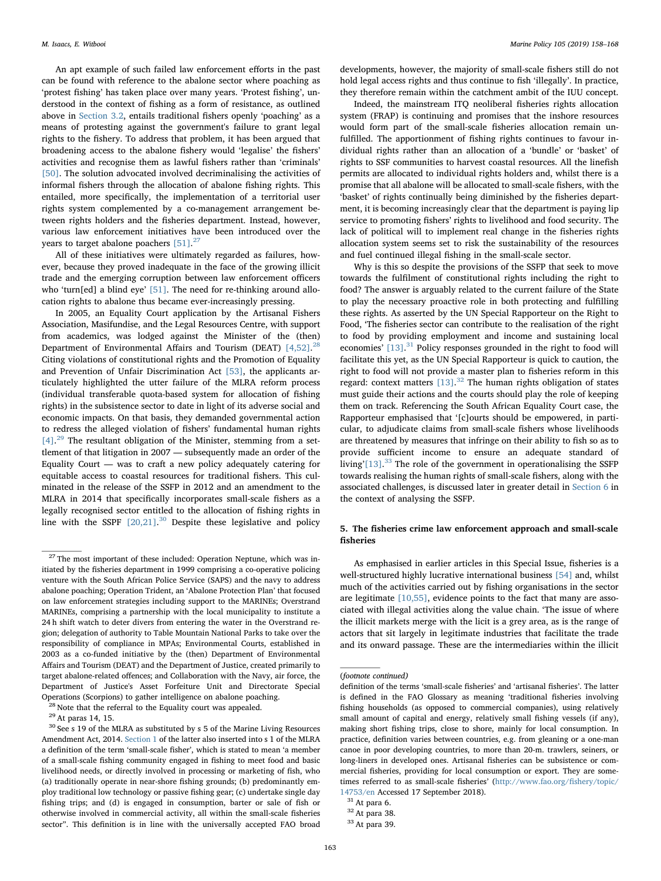An apt example of such failed law enforcement efforts in the past can be found with reference to the abalone sector where poaching as 'protest fishing' has taken place over many years. 'Protest fishing', understood in the context of fishing as a form of resistance, as outlined above in Section 3.2, entails traditional fishers openly 'poaching' as a means of protesting against the government's failure to grant legal rights to the fishery. To address that problem, it has been argued that broadening access to the abalone fishery would 'legalise' the fishers' activities and recognise them as lawful fishers rather than 'criminals' [50]. The solution advocated involved decriminalising the activities of informal fishers through the allocation of abalone fishing rights. This entailed, more specifically, the implementation of a territorial user rights system complemented by a co-management arrangement between rights holders and the fisheries department. Instead, however, various law enforcement initiatives have been introduced over the years to target abalone poachers [51].[27]

All of these initiatives were ultimately regarded as failures, however, because they proved inadequate in the face of the growing illicit trade and the emerging corruption between law enforcement officers who 'turn[ed] a blind eye' [51]. The need for re-thinking around allocation rights to abalone thus became ever-increasingly pressing.

In 2005, an Equality Court application by the Artisanal Fishers Association, Masifundise, and the Legal Resources Centre, with support from academics, was lodged against the Minister of the (then) Department of Environmental Affairs and Tourism (DEAT) [4,52].[28] Citing violations of constitutional rights and the Promotion of Equality and Prevention of Unfair Discrimination Act [53], the applicants articulately highlighted the utter failure of the MLRA reform process (individual transferable quota-based system for allocation of fishing rights) in the subsistence sector to date in light of its adverse social and economic impacts. On that basis, they demanded governmental action to redress the alleged violation of fishers' fundamental human rights [4].[29] The resultant obligation of the Minister, stemming from a settlement of that litigation in 2007 — subsequently made an order of the Equality Court — was to craft a new policy adequately catering for equitable access to coastal resources for traditional fishers. This culminated in the release of the SSFP in 2012 and an amendment to the MLRA in 2014 that specifically incorporates small-scale fishers as a legally recognised sector entitled to the allocation of fishing rights in line with the SSPF [20,21].[30] Despite these legislative and policy developments, however, the majority of small-scale fishers still do not hold legal access rights and thus continue to fish 'illegally'. In practice, they therefore remain within the catchment ambit of the IUU concept.

Indeed, the mainstream ITQ neoliberal fisheries rights allocation system (FRAP) is continuing and promises that the inshore resources would form part of the small-scale fisheries allocation remain unfulfilled. The apportionment of fishing rights continues to favour individual rights rather than an allocation of a 'bundle' or 'basket' of rights to SSF communities to harvest coastal resources. All the linefish permits are allocated to individual rights holders and, whilst there is a promise that all abalone will be allocated to small-scale fishers, with the 'basket' of rights continually being diminished by the fisheries department, it is becoming increasingly clear that the department is paying lip service to promoting fishers' rights to livelihood and food security. The lack of political will to implement real change in the fisheries rights allocation system seems set to risk the sustainability of the resources and fuel continued illegal fishing in the small-scale sector.

Why is this so despite the provisions of the SSFP that seek to move towards the fulfilment of constitutional rights including the right to food? The answer is arguably related to the current failure of the State to play the necessary proactive role in both protecting and fulfilling these rights. As asserted by the UN Special Rapporteur on the Right to Food, 'The fisheries sector can contribute to the realisation of the right to food by providing employment and income and sustaining local economies' [13].[31] Policy responses grounded in the right to food will facilitate this yet, as the UN Special Rapporteur is quick to caution, the right to food will not provide a master plan to fisheries reform in this regard: context matters [13].[32] The human rights obligation of states must guide their actions and the courts should play the role of keeping them on track. Referencing the South African Equality Court case, the Rapporteur emphasised that '[c]ourts should be empowered, in particular, to adjudicate claims from small-scale fishers whose livelihoods are threatened by measures that infringe on their ability to fish so as to provide sufficient income to ensure an adequate standard of living'[13].[33] The role of the government in operationalising the SSFP towards realising the human rights of small-scale fishers, along with the associated challenges, is discussed later in greater detail in Section 6 in the context of analysing the SSFP.

## 5. The fisheries crime law enforcement approach and small-scale fisheries

As emphasised in earlier articles in this Special Issue, fisheries is a well-structured highly lucrative international business [54] and, whilst much of the activities carried out by fishing organisations in the sector are legitimate [10,55], evidence points to the fact that many are associated with illegal activities along the value chain. 'The issue of where the illicit markets merge with the licit is a grey area, as is the range of actors that sit largely in legitimate industries that facilitate the trade and its onward passage. These are the intermediaries within the illicit

---

[27] The most important of these included: Operation Neptune, which was initiated by the fisheries department in 1999 comprising a co-operative policing venture with the South African Police Service (SAPS) and the navy to address abalone poaching; Operation Trident, an 'Abalone Protection Plan' that focused on law enforcement strategies including support to the MARINEs; Overstrand MARINEs, comprising a partnership with the local municipality to institute a 24 h shift watch to deter divers from entering the water in the Overstrand region; delegation of authority to Table Mountain National Parks to take over the responsibility of compliance in MPAs; Environmental Courts, established in 2003 as a co-funded initiative by the (then) Department of Environmental Affairs and Tourism (DEAT) and the Department of Justice, created primarily to target abalone-related offences; and Collaboration with the Navy, air force, the Department of Justice's Asset Forfeiture Unit and Directorate Special Operations (Scorpions) to gather intelligence on abalone poaching.

[28] Note that the referral to the Equality court was appealed.

[29] At paras 14, 15.

[30] See s 19 of the MLRA as substituted by s 5 of the Marine Living Resources Amendment Act, 2014. Section 1 of the latter also inserted into s 1 of the MLRA a definition of the term 'small-scale fisher', which is stated to mean 'a member of a small-scale fishing community engaged in fishing to meet food and basic livelihood needs, or directly involved in processing or marketing of fish, who (a) traditionally operate in near-shore fishing grounds; (b) predominantly employ traditional low technology or passive fishing gear; (c) undertake single day fishing trips; and (d) is engaged in consumption, barter or sale of fish or otherwise involved in commercial activity, all within the small-scale fisheries sector". This definition is in line with the universally accepted FAO broad definition of the terms 'small-scale fisheries' and 'artisanal fisheries'. The latter is defined in the FAO Glossary as meaning 'traditional fisheries involving fishing households (as opposed to commercial companies), using relatively small amount of capital and energy, relatively small fishing vessels (if any), making short fishing trips, close to shore, mainly for local consumption. In practice, definition varies between countries, e.g. from gleaning or a one-man canoe in poor developing countries, to more than 20-m. trawlers, seiners, or long-liners in developed ones. Artisanal fisheries can be subsistence or commercial fisheries, providing for local consumption or export. They are sometimes referred to as small-scale fisheries' (http://www.fao.org/fishery/topic/14753/en Accessed 17 September 2018).

[31] At para 6.

[32] At para 38.

[33] At para 39.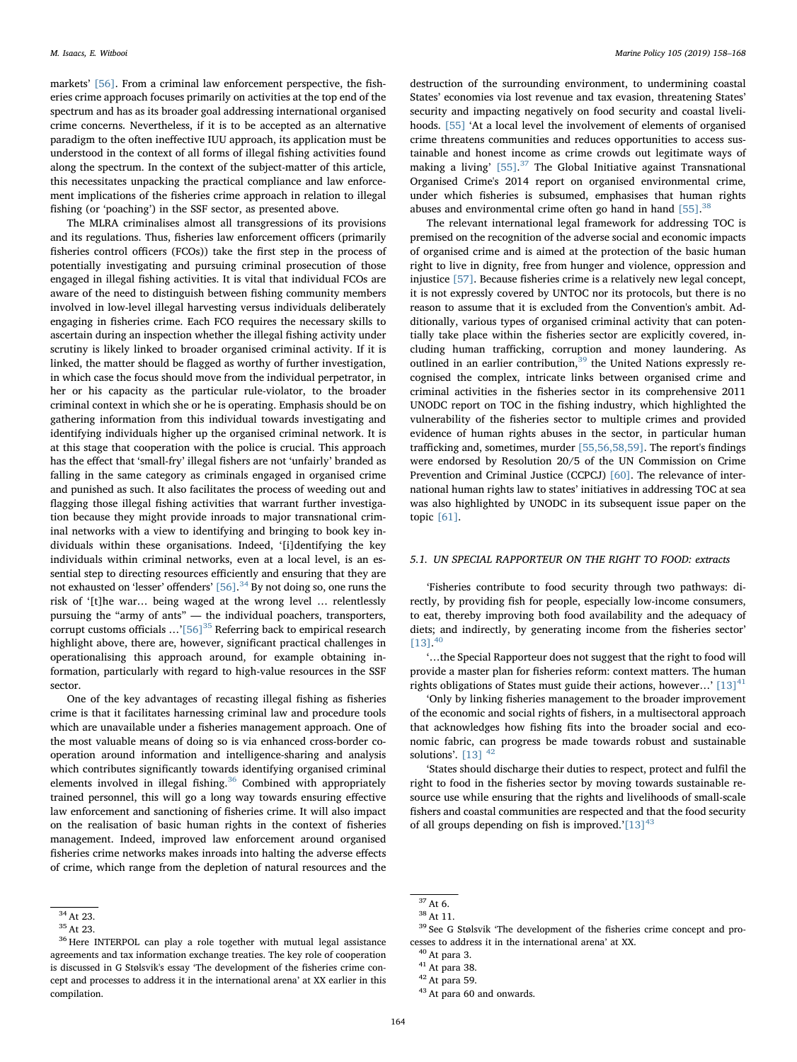markets' [56]. From a criminal law enforcement perspective, the fisheries crime approach focuses primarily on activities at the top end of the spectrum and has as its broader goal addressing international organised crime concerns. Nevertheless, if it is to be accepted as an alternative paradigm to the often ineffective IUU approach, its application must be understood in the context of all forms of illegal fishing activities found along the spectrum. In the context of the subject-matter of this article, this necessitates unpacking the practical compliance and law enforcement implications of the fisheries crime approach in relation to illegal fishing (or 'poaching') in the SSF sector, as presented above.

The MLRA criminalises almost all transgressions of its provisions and its regulations. Thus, fisheries law enforcement officers (primarily fisheries control officers (FCOs)) take the first step in the process of potentially investigating and pursuing criminal prosecution of those engaged in illegal fishing activities. It is vital that individual FCOs are aware of the need to distinguish between fishing community members involved in low-level illegal harvesting versus individuals deliberately engaging in fisheries crime. Each FCO requires the necessary skills to ascertain during an inspection whether the illegal fishing activity under scrutiny is likely linked to broader organised criminal activity. If it is linked, the matter should be flagged as worthy of further investigation, in which case the focus should move from the individual perpetrator, in her or his capacity as the particular rule-violator, to the broader criminal context in which she or he is operating. Emphasis should be on gathering information from this individual towards investigating and identifying individuals higher up the organised criminal network. It is at this stage that cooperation with the police is crucial. This approach has the effect that 'small-fry' illegal fishers are not 'unfairly' branded as falling in the same category as criminals engaged in organised crime and punished as such. It also facilitates the process of weeding out and flagging those illegal fishing activities that warrant further investigation because they might provide inroads to major transnational criminal networks with a view to identifying and bringing to book key individuals within these organisations. Indeed, '[i]dentifying the key individuals within criminal networks, even at a local level, is an essential step to directing resources efficiently and ensuring that they are not exhausted on 'lesser' offenders' [56].[34] By not doing so, one runs the risk of '[t]he war… being waged at the wrong level … relentlessly pursuing the "army of ants" — the individual poachers, transporters, corrupt customs officials …'[56][35] Referring back to empirical research highlight above, there are, however, significant practical challenges in operationalising this approach around, for example obtaining information, particularly with regard to high-value resources in the SSF sector.

One of the key advantages of recasting illegal fishing as fisheries crime is that it facilitates harnessing criminal law and procedure tools which are unavailable under a fisheries management approach. One of the most valuable means of doing so is via enhanced cross-border cooperation around information and intelligence-sharing and analysis which contributes significantly towards identifying organised criminal elements involved in illegal fishing.[36] Combined with appropriately trained personnel, this will go a long way towards ensuring effective law enforcement and sanctioning of fisheries crime. It will also impact on the realisation of basic human rights in the context of fisheries management. Indeed, improved law enforcement around organised fisheries crime networks makes inroads into halting the adverse effects of crime, which range from the depletion of natural resources and the destruction of the surrounding environment, to undermining coastal States' economies via lost revenue and tax evasion, threatening States' security and impacting negatively on food security and coastal livelihoods. [55] 'At a local level the involvement of elements of organised crime threatens communities and reduces opportunities to access sustainable and honest income as crime crowds out legitimate ways of making a living' [55].[37] The Global Initiative against Transnational Organised Crime's 2014 report on organised environmental crime, under which fisheries is subsumed, emphasises that human rights abuses and environmental crime often go hand in hand [55].[38]

The relevant international legal framework for addressing TOC is premised on the recognition of the adverse social and economic impacts of organised crime and is aimed at the protection of the basic human right to live in dignity, free from hunger and violence, oppression and injustice [57]. Because fisheries crime is a relatively new legal concept, it is not expressly covered by UNTOC nor its protocols, but there is no reason to assume that it is excluded from the Convention's ambit. Additionally, various types of organised criminal activity that can potentially take place within the fisheries sector are explicitly covered, including human trafficking, corruption and money laundering. As outlined in an earlier contribution,[39] the United Nations expressly recognised the complex, intricate links between organised crime and criminal activities in the fisheries sector in its comprehensive 2011 UNODC report on TOC in the fishing industry, which highlighted the vulnerability of the fisheries sector to multiple crimes and provided evidence of human rights abuses in the sector, in particular human trafficking and, sometimes, murder [55,56,58,59]. The report's findings were endorsed by Resolution 20/5 of the UN Commission on Crime Prevention and Criminal Justice (CCPCJ) [60]. The relevance of international human rights law to states' initiatives in addressing TOC at sea was also highlighted by UNODC in its subsequent issue paper on the topic [61].

### 5.1. UN SPECIAL RAPPORTEUR ON THE RIGHT TO FOOD: extracts

'Fisheries contribute to food security through two pathways: directly, by providing fish for people, especially low-income consumers, to eat, thereby improving both food availability and the adequacy of diets; and indirectly, by generating income from the fisheries sector' [13].[40]

'…the Special Rapporteur does not suggest that the right to food will provide a master plan for fisheries reform: context matters. The human rights obligations of States must guide their actions, however…' [13][41]

'Only by linking fisheries management to the broader improvement of the economic and social rights of fishers, in a multisectoral approach that acknowledges how fishing fits into the broader social and economic fabric, can progress be made towards robust and sustainable solutions'. [13] [42]

'States should discharge their duties to respect, protect and fulfil the right to food in the fisheries sector by moving towards sustainable resource use while ensuring that the rights and livelihoods of small-scale fishers and coastal communities are respected and that the food security of all groups depending on fish is improved.'[13][43]

---

[34] At 23.

[35] At 23.

[36] Here INTERPOL can play a role together with mutual legal assistance agreements and tax information exchange treaties. The key role of cooperation is discussed in G Stølsvik's essay 'The development of the fisheries crime concept and processes to address it in the international arena' at XX earlier in this compilation.

[37] At 6.

[38] At 11.

[39] See G Stølsvik 'The development of the fisheries crime concept and processes to address it in the international arena' at XX.

[40] At para 3.

[41] At para 38.

[42] At para 59.

[43] At para 60 and onwards.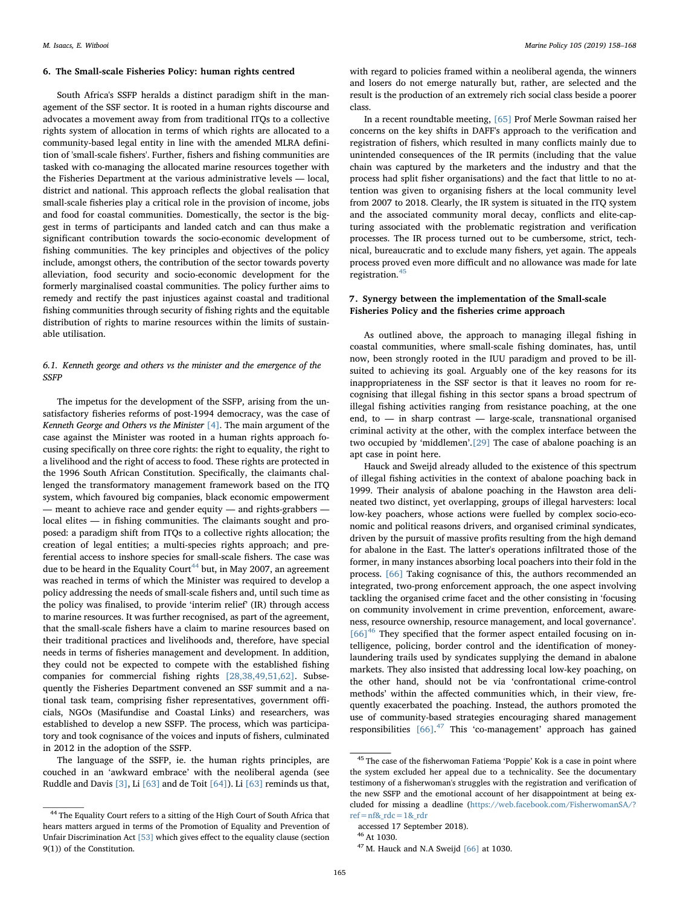## 6. The Small-scale Fisheries Policy: human rights centred

South Africa's SSFP heralds a distinct paradigm shift in the management of the SSF sector. It is rooted in a human rights discourse and advocates a movement away from from traditional ITQs to a collective rights system of allocation in terms of which rights are allocated to a community-based legal entity in line with the amended MLRA definition of 'small-scale fishers'. Further, fishers and fishing communities are tasked with co-managing the allocated marine resources together with the Fisheries Department at the various administrative levels — local, district and national. This approach reflects the global realisation that small-scale fisheries play a critical role in the provision of income, jobs and food for coastal communities. Domestically, the sector is the biggest in terms of participants and landed catch and can thus make a significant contribution towards the socio-economic development of fishing communities. The key principles and objectives of the policy include, amongst others, the contribution of the sector towards poverty alleviation, food security and socio-economic development for the formerly marginalised coastal communities. The policy further aims to remedy and rectify the past injustices against coastal and traditional fishing communities through security of fishing rights and the equitable distribution of rights to marine resources within the limits of sustainable utilisation.

### 6.1. Kenneth george and others vs the minister and the emergence of the SSFP

The impetus for the development of the SSFP, arising from the unsatisfactory fisheries reforms of post-1994 democracy, was the case of *Kenneth George and Others vs the Minister* [4]. The main argument of the case against the Minister was rooted in a human rights approach focusing specifically on three core rights: the right to equality, the right to a livelihood and the right of access to food. These rights are protected in the 1996 South African Constitution. Specifically, the claimants challenged the transformatory management framework based on the ITQ system, which favoured big companies, black economic empowerment — meant to achieve race and gender equity — and rights-grabbers — local elites — in fishing communities. The claimants sought and proposed: a paradigm shift from ITQs to a collective rights allocation; the creation of legal entities; a multi-species rights approach; and preferential access to inshore species for small-scale fishers. The case was due to be heard in the Equality Court[44] but, in May 2007, an agreement was reached in terms of which the Minister was required to develop a policy addressing the needs of small-scale fishers and, until such time as the policy was finalised, to provide 'interim relief' (IR) through access to marine resources. It was further recognised, as part of the agreement, that the small-scale fishers have a claim to marine resources based on their traditional practices and livelihoods and, therefore, have special needs in terms of fisheries management and development. In addition, they could not be expected to compete with the established fishing companies for commercial fishing rights [28,38,49,51,62]. Subsequently the Fisheries Department convened an SSF summit and a national task team, comprising fisher representatives, government officials, NGOs (Masifundise and Coastal Links) and researchers, was established to develop a new SSFP. The process, which was participatory and took cognisance of the voices and inputs of fishers, culminated in 2012 in the adoption of the SSFP.

The language of the SSFP, ie. the human rights principles, are couched in an 'awkward embrace' with the neoliberal agenda (see Ruddle and Davis [3], Li [63] and de Toit [64]). Li [63] reminds us that, with regard to policies framed within a neoliberal agenda, the winners and losers do not emerge naturally but, rather, are selected and the result is the production of an extremely rich social class beside a poorer class.

In a recent roundtable meeting, [65] Prof Merle Sowman raised her concerns on the key shifts in DAFF's approach to the verification and registration of fishers, which resulted in many conflicts mainly due to unintended consequences of the IR permits (including that the value chain was captured by the marketers and the industry and that the process had split fisher organisations) and the fact that little to no attention was given to organising fishers at the local community level from 2007 to 2018. Clearly, the IR system is situated in the ITQ system and the associated community moral decay, conflicts and elite-capturing associated with the problematic registration and verification processes. The IR process turned out to be cumbersome, strict, technical, bureaucratic and to exclude many fishers, yet again. The appeals process proved even more difficult and no allowance was made for late registration.[45]

## 7. Synergy between the implementation of the Small-scale Fisheries Policy and the fisheries crime approach

As outlined above, the approach to managing illegal fishing in coastal communities, where small-scale fishing dominates, has, until now, been strongly rooted in the IUU paradigm and proved to be ill-suited to achieving its goal. Arguably one of the key reasons for its inappropriateness in the SSF sector is that it leaves no room for recognising that illegal fishing in this sector spans a broad spectrum of illegal fishing activities ranging from resistance poaching, at the one end, to — in sharp contrast — large-scale, transnational organised criminal activity at the other, with the complex interface between the two occupied by 'middlemen'.[29] The case of abalone poaching is an apt case in point here.

Hauck and Sweijd already alluded to the existence of this spectrum of illegal fishing activities in the context of abalone poaching back in 1999. Their analysis of abalone poaching in the Hawston area delineated two distinct, yet overlapping, groups of illegal harvesters: local low-key poachers, whose actions were fuelled by complex socio-economic and political reasons drivers, and organised criminal syndicates, driven by the pursuit of massive profits resulting from the high demand for abalone in the East. The latter's operations infiltrated those of the former, in many instances absorbing local poachers into their fold in the process. [66] Taking cognisance of this, the authors recommended an integrated, two-prong enforcement approach, the one aspect involving tackling the organised crime facet and the other consisting in 'focusing on community involvement in crime prevention, enforcement, awareness, resource ownership, resource management, and local governance'. [66][46] They specified that the former aspect entailed focusing on intelligence, policing, border control and the identification of money-laundering trails used by syndicates supplying the demand in abalone markets. They also insisted that addressing local low-key poaching, on the other hand, should not be via 'confrontational crime-control methods' within the affected communities which, in their view, frequently exacerbated the poaching. Instead, the authors promoted the use of community-based strategies encouraging shared management responsibilities [66].[47] This 'co-management' approach has gained

---

[44] The Equality Court refers to a sitting of the High Court of South Africa that hears matters argued in terms of the Promotion of Equality and Prevention of Unfair Discrimination Act [53] which gives effect to the equality clause (section 9(1)) of the Constitution.

[45] The case of the fisherwoman Fatiema 'Poppie' Kok is a case in point where the system excluded her appeal due to a technicality. See the documentary testimony of a fisherwoman's struggles with the registration and verification of the new SSFP and the emotional account of her disappointment at being excluded for missing a deadline (https://web.facebook.com/FisherwomanSA/?ref=nf&_rdc=1&_rdr accessed 17 September 2018).

[46] At 1030.

[47] M. Hauck and N.A Sweijd [66] at 1030.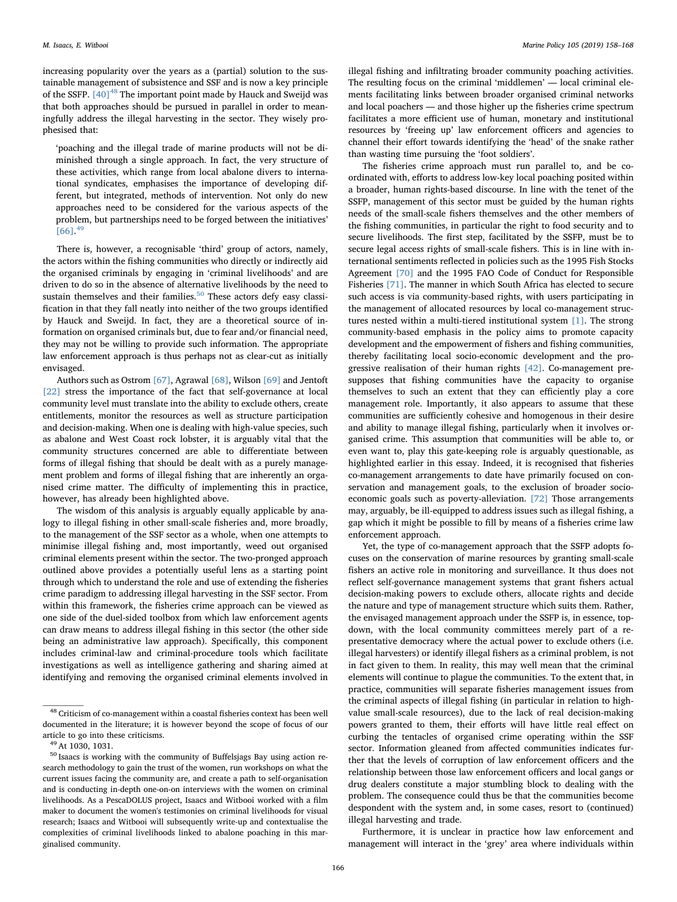increasing popularity over the years as a (partial) solution to the sustainable management of subsistence and SSF and is now a key principle of the SSFP. [40][48] The important point made by Hauck and Sweijd was that both approaches should be pursued in parallel in order to meaningfully address the illegal harvesting in the sector. They wisely prophesised that:

> 'poaching and the illegal trade of marine products will not be diminished through a single approach. In fact, the very structure of these activities, which range from local abalone divers to international syndicates, emphasises the importance of developing different, but integrated, methods of intervention. Not only do new approaches need to be considered for the various aspects of the problem, but partnerships need to be forged between the initiatives' [66].[49]

There is, however, a recognisable 'third' group of actors, namely, the actors within the fishing communities who directly or indirectly aid the organised criminals by engaging in 'criminal livelihoods' and are driven to do so in the absence of alternative livelihoods by the need to sustain themselves and their families.[50] These actors defy easy classification in that they fall neatly into neither of the two groups identified by Hauck and Sweijd. In fact, they are a theoretical source of information on organised criminals but, due to fear and/or financial need, they may not be willing to provide such information. The appropriate law enforcement approach is thus perhaps not as clear-cut as initially envisaged.

Authors such as Ostrom [67], Agrawal [68], Wilson [69] and Jentoft [22] stress the importance of the fact that self-governance at local community level must translate into the ability to exclude others, create entitlements, monitor the resources as well as structure participation and decision-making. When one is dealing with high-value species, such as abalone and West Coast rock lobster, it is arguably vital that the community structures concerned are able to differentiate between forms of illegal fishing that should be dealt with as a purely management problem and forms of illegal fishing that are inherently an organised crime matter. The difficulty of implementing this in practice, however, has already been highlighted above.

The wisdom of this analysis is arguably equally applicable by analogy to illegal fishing in other small-scale fisheries and, more broadly, to the management of the SSF sector as a whole, when one attempts to minimise illegal fishing and, most importantly, weed out organised criminal elements present within the sector. The two-pronged approach outlined above provides a potentially useful lens as a starting point through which to understand the role and use of extending the fisheries crime paradigm to addressing illegal harvesting in the SSF sector. From within this framework, the fisheries crime approach can be viewed as one side of the duel-sided toolbox from which law enforcement agents can draw means to address illegal fishing in this sector (the other side being an administrative law approach). Specifically, this component includes criminal-law and criminal-procedure tools which facilitate investigations as well as intelligence gathering and sharing aimed at identifying and removing the organised criminal elements involved in illegal fishing and infiltrating broader community poaching activities. The resulting focus on the criminal 'middlemen' — local criminal elements facilitating links between broader organised criminal networks and local poachers — and those higher up the fisheries crime spectrum facilitates a more efficient use of human, monetary and institutional resources by 'freeing up' law enforcement officers and agencies to channel their effort towards identifying the 'head' of the snake rather than wasting time pursuing the 'foot soldiers'.

The fisheries crime approach must run parallel to, and be co-ordinated with, efforts to address low-key local poaching posited within a broader, human rights-based discourse. In line with the tenet of the SSFP, management of this sector must be guided by the human rights needs of the small-scale fishers themselves and the other members of the fishing communities, in particular the right to food security and to secure livelihoods. The first step, facilitated by the SSFP, must be to secure legal access rights of small-scale fishers. This is in line with international sentiments reflected in policies such as the 1995 Fish Stocks Agreement [70] and the 1995 FAO Code of Conduct for Responsible Fisheries [71]. The manner in which South Africa has elected to secure such access is via community-based rights, with users participating in the management of allocated resources by local co-management structures nested within a multi-tiered institutional system [1]. The strong community-based emphasis in the policy aims to promote capacity development and the empowerment of fishers and fishing communities, thereby facilitating local socio-economic development and the progressive realisation of their human rights [42]. Co-management presupposes that fishing communities have the capacity to organise themselves to such an extent that they can efficiently play a core management role. Importantly, it also appears to assume that these communities are sufficiently cohesive and homogenous in their desire and ability to manage illegal fishing, particularly when it involves organised crime. This assumption that communities will be able to, or even want to, play this gate-keeping role is arguably questionable, as highlighted earlier in this essay. Indeed, it is recognised that fisheries co-management arrangements to date have primarily focused on conservation and management goals, to the exclusion of broader socio-economic goals such as poverty-alleviation. [72] Those arrangements may, arguably, be ill-equipped to address issues such as illegal fishing, a gap which it might be possible to fill by means of a fisheries crime law enforcement approach.

Yet, the type of co-management approach that the SSFP adopts focuses on the conservation of marine resources by granting small-scale fishers an active role in monitoring and surveillance. It thus does not reflect self-governance management systems that grant fishers actual decision-making powers to exclude others, allocate rights and decide the nature and type of management structure which suits them. Rather, the envisaged management approach under the SSFP is, in essence, top-down, with the local community committees merely part of a representative democracy where the actual power to exclude others (i.e. illegal harvesters) or identify illegal fishers as a criminal problem, is not in fact given to them. In reality, this may well mean that the criminal elements will continue to plague the communities. To the extent that, in practice, communities will separate fisheries management issues from the criminal aspects of illegal fishing (in particular in relation to high-value small-scale resources), due to the lack of real decision-making powers granted to them, their efforts will have little real effect on curbing the tentacles of organised crime operating within the SSF sector. Information gleaned from affected communities indicates further that the levels of corruption of law enforcement officers and the relationship between those law enforcement officers and local gangs or drug dealers constitute a major stumbling block to dealing with the problem. The consequence could thus be that the communities become despondent with the system and, in some cases, resort to (continued) illegal harvesting and trade.

Furthermore, it is unclear in practice how law enforcement and management will interact in the 'grey' area where individuals within

---

[48] Criticism of co-management within a coastal fisheries context has been well documented in the literature; it is however beyond the scope of focus of our article to go into these criticisms.

[49] At 1030, 1031.

[50] Isaacs is working with the community of Buffelsjags Bay using action research methodology to gain the trust of the women, run workshops on what the current issues facing the community are, and create a path to self-organisation and is conducting in-depth one-on-on interviews with the women on criminal livelihoods. As a PescaDOLUS project, Isaacs and Witbooi worked with a film maker to document the women's testimonies on criminal livelihoods for visual research; Isaacs and Witbooi will subsequently write-up and contextualise the complexities of criminal livelihoods linked to abalone poaching in this marginalised community.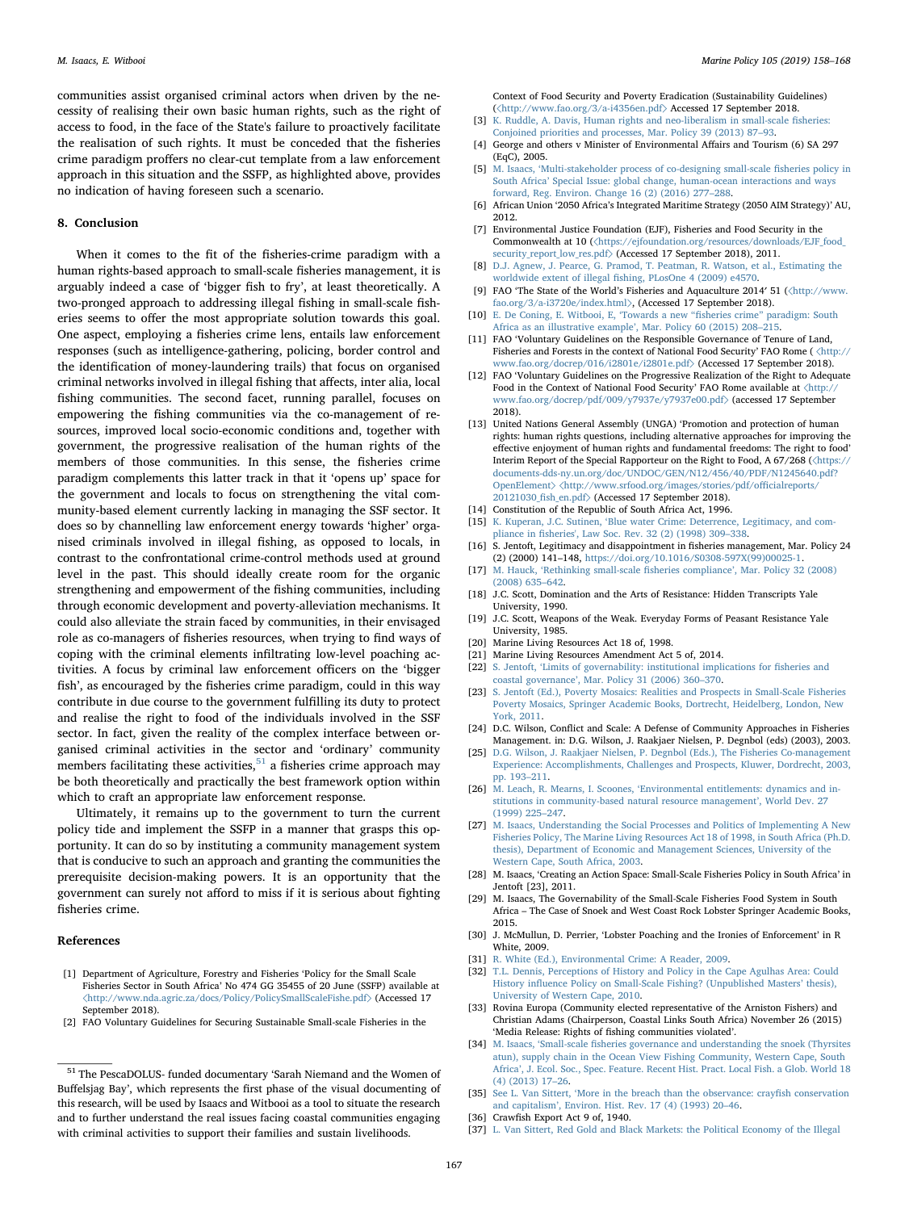communities assist organised criminal actors when driven by the necessity of realising their own basic human rights, such as the right of access to food, in the face of the State's failure to proactively facilitate the realisation of such rights. It must be conceded that the fisheries crime paradigm proffers no clear-cut template from a law enforcement approach in this situation and the SSFP, as highlighted above, provides no indication of having foreseen such a scenario.

## 8. Conclusion

When it comes to the fit of the fisheries-crime paradigm with a human rights-based approach to small-scale fisheries management, it is arguably indeed a case of 'bigger fish to fry', at least theoretically. A two-pronged approach to addressing illegal fishing in small-scale fisheries seems to offer the most appropriate solution towards this goal. One aspect, employing a fisheries crime lens, entails law enforcement responses (such as intelligence-gathering, policing, border control and the identification of money-laundering trails) that focus on organised criminal networks involved in illegal fishing that affects, inter alia, local fishing communities. The second facet, running parallel, focuses on empowering the fishing communities via the co-management of resources, improved local socio-economic conditions and, together with government, the progressive realisation of the human rights of the members of those communities. In this sense, the fisheries crime paradigm complements this latter track in that it 'opens up' space for the government and locals to focus on strengthening the vital community-based element currently lacking in managing the SSF sector. It does so by channelling law enforcement energy towards 'higher' organised criminals involved in illegal fishing, as opposed to locals, in contrast to the confrontational crime-control methods used at ground level in the past. This should ideally create room for the organic strengthening and empowerment of the fishing communities, including through economic development and poverty-alleviation mechanisms. It could also alleviate the strain faced by communities, in their envisaged role as co-managers of fisheries resources, when trying to find ways of coping with the criminal elements infiltrating low-level poaching activities. A focus by criminal law enforcement officers on the 'bigger fish', as encouraged by the fisheries crime paradigm, could in this way contribute in due course to the government fulfilling its duty to protect and realise the right to food of the individuals involved in the SSF sector. In fact, given the reality of the complex interface between organised criminal activities in the sector and 'ordinary' community members facilitating these activities,[51] a fisheries crime approach may be both theoretically and practically the best framework option within which to craft an appropriate law enforcement response.

Ultimately, it remains up to the government to turn the current policy tide and implement the SSFP in a manner that grasps this opportunity. It can do so by instituting a community management system that is conducive to such an approach and granting the communities the prerequisite decision-making powers. It is an opportunity that the government can surely not afford to miss if it is serious about fighting fisheries crime.

## References

[1] Department of Agriculture, Forestry and Fisheries 'Policy for the Small Scale Fisheries Sector in South Africa' No 474 GG 35455 of 20 June (SSFP) available at ⟨http://www.nda.agric.za/docs/Policy/PolicySmallScaleFishe.pdf⟩ (Accessed 17 September 2018).

[2] FAO Voluntary Guidelines for Securing Sustainable Small-scale Fisheries in the Context of Food Security and Poverty Eradication (Sustainability Guidelines) (⟨http://www.fao.org/3/a-i4356en.pdf⟩ Accessed 17 September 2018.

[3] K. Ruddle, A. Davis, Human rights and neo-liberalism in small-scale fisheries: Conjoined priorities and processes, Mar. Policy 39 (2013) 87–93.

[4] George and others v Minister of Environmental Affairs and Tourism (6) SA 297 (EqC), 2005.

[5] M. Isaacs, 'Multi-stakeholder process of co-designing small-scale fisheries policy in South Africa' Special Issue: global change, human-ocean interactions and ways forward, Reg. Environ. Change 16 (2) (2016) 277–288.

[6] African Union '2050 Africa's Integrated Maritime Strategy (2050 AIM Strategy)' AU, 2012.

[7] Environmental Justice Foundation (EJF), Fisheries and Food Security in the Commonwealth at 10 (⟨https://ejfoundation.org/resources/downloads/EJF_food_security_report_low_res.pdf⟩ (Accessed 17 September 2018), 2011.

[8] D.J. Agnew, J. Pearce, G. Pramod, T. Peatman, R. Watson, et al., Estimating the worldwide extent of illegal fishing, PLosOne 4 (2009) e4570.

[9] FAO 'The State of the World's Fisheries and Aquaculture 2014' 51 (⟨http://www.fao.org/3/a-i3720e/index.html⟩, (Accessed 17 September 2018).

[10] E. De Coning, E. Witbooi, E, 'Towards a new "fisheries crime" paradigm: South Africa as an illustrative example', Mar. Policy 60 (2015) 208–215.

[11] FAO 'Voluntary Guidelines on the Responsible Governance of Tenure of Land, Fisheries and Forests in the context of National Food Security' FAO Rome ( ⟨http://www.fao.org/docrep/016/i2801e/i2801e.pdf⟩ (Accessed 17 September 2018).

[12] FAO 'Voluntary Guidelines on the Progressive Realization of the Right to Adequate Food in the Context of National Food Security' FAO Rome available at ⟨http://www.fao.org/docrep/pdf/009/y7937e/y7937e00.pdf⟩ (accessed 17 September 2018).

[13] United Nations General Assembly (UNGA) 'Promotion and protection of human rights: human rights questions, including alternative approaches for improving the effective enjoyment of human rights and fundamental freedoms: The right to food' Interim Report of the Special Rapporteur on the Right to Food, A 67/268 (⟨https://documents-dds-ny.un.org/doc/UNDOC/GEN/N12/456/40/PDF/N1245640.pdf?OpenElement⟩ ⟨http://www.srfood.org/images/stories/pdf/officialreports/20121030_fish_en.pdf⟩ (Accessed 17 September 2018).

[14] Constitution of the Republic of South Africa Act, 1996.

[15] K. Kuperan, J.C. Sutinen, 'Blue water Crime: Deterrence, Legitimacy, and compliance in fisheries', Law Soc. Rev. 32 (2) (1998) 309–338.

[16] S. Jentoft, Legitimacy and disappointment in fisheries management, Mar. Policy 24 (2) (2000) 141–148, https://doi.org/10.1016/S0308-597X(99)00025-1.

[17] M. Hauck, 'Rethinking small-scale fisheries compliance', Mar. Policy 32 (2008) (2008) 635–642.

[18] J.C. Scott, Domination and the Arts of Resistance: Hidden Transcripts Yale University, 1990.

[19] J.C. Scott, Weapons of the Weak. Everyday Forms of Peasant Resistance Yale University, 1985.

[20] Marine Living Resources Act 18 of, 1998.

[21] Marine Living Resources Amendment Act 5 of, 2014.

[22] S. Jentoft, 'Limits of governability: institutional implications for fisheries and coastal governance', Mar. Policy 31 (2006) 360–370.

[23] S. Jentoft (Ed.), Poverty Mosaics: Realities and Prospects in Small-Scale Fisheries Poverty Mosaics, Springer Academic Books, Dortrecht, Heidelberg, London, New York, 2011.

[24] D.C. Wilson, Conflict and Scale: A Defense of Community Approaches in Fisheries Management. in: D.G. Wilson, J. Raakjaer Nielsen, P. Degnbol (eds) (2003), 2003.

[25] D.G. Wilson, J. Raakjaer Nielsen, P. Degnbol (Eds.), The Fisheries Co-management Experience: Accomplishments, Challenges and Prospects, Kluwer, Dordrecht, 2003, pp. 193–211.

[26] M. Leach, R. Mearns, I. Scoones, 'Environmental entitlements: dynamics and institutions in community-based natural resource management', World Dev. 27 (1999) 225–247.

[27] M. Isaacs, Understanding the Social Processes and Politics of Implementing A New Fisheries Policy, The Marine Living Resources Act 18 of 1998, in South Africa (Ph.D. thesis), Department of Economic and Management Sciences, University of the Western Cape, South Africa, 2003.

[28] M. Isaacs, 'Creating an Action Space: Small-Scale Fisheries Policy in South Africa' in Jentoft [23], 2011.

[29] M. Isaacs, The Governability of the Small-Scale Fisheries Food System in South Africa – The Case of Snoek and West Coast Rock Lobster Springer Academic Books, 2015.

[30] J. McMullun, D. Perrier, 'Lobster Poaching and the Ironies of Enforcement' in R White, 2009.

[31] R. White (Ed.), Environmental Crime: A Reader, 2009.

[32] T.L. Dennis, Perceptions of History and Policy in the Cape Agulhas Area: Could History influence Policy on Small-Scale Fishing? (Unpublished Masters' thesis), University of Western Cape, 2010.

[33] Rovina Europa (Community elected representative of the Arniston Fishers) and Christian Adams (Chairperson, Coastal Links South Africa) November 26 (2015) 'Media Release: Rights of fishing communities violated'.

[34] M. Isaacs, 'Small-scale fisheries governance and understanding the snoek (Thyrsites atun), supply chain in the Ocean View Fishing Community, Western Cape, South Africa', J. Ecol. Soc., Spec. Feature. Recent Hist. Pract. Local Fish. a Glob. World 18 (4) (2013) 17–26.

[35] See L. Van Sittert, 'More in the breach than the observance: crayfish conservation and capitalism', Environ. Hist. Rev. 17 (4) (1993) 20–46.

[36] Crawfish Export Act 9 of, 1940.

[37] L. Van Sittert, Red Gold and Black Markets: the Political Economy of the Illegal

[51] The PescaDOLUS- funded documentary 'Sarah Niemand and the Women of Buffelsjag Bay', which represents the first phase of the visual documenting of this research, will be used by Isaacs and Witbooi as a tool to situate the research and to further understand the real issues facing coastal communities engaging with criminal activities to support their families and sustain livelihoods.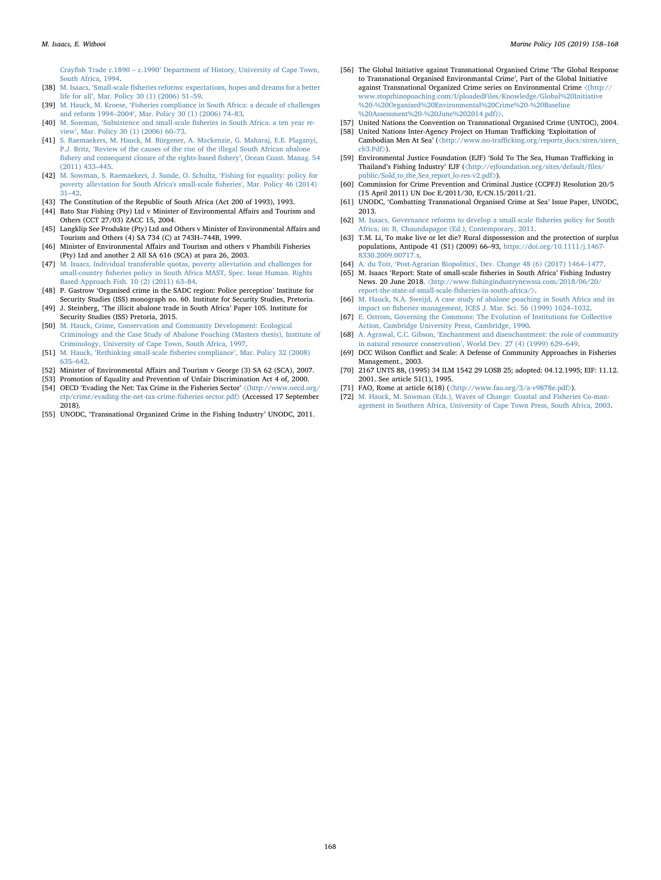Crayfish Trade c.1890 – c.1990' Department of History, University of Cape Town, South Africa, 1994.

[38] M. Isaacs, 'Small-scale fisheries reforms: expectations, hopes and dreams for a better life for all', Mar. Policy 30 (1) (2006) 51–59.

[39] M. Hauck, M. Kroese, 'Fisheries compliance in South Africa: a decade of challenges and reform 1994–2004', Mar. Policy 30 (1) (2006) 74–83.

[40] M. Sowman, 'Subsistence and small-scale fisheries in South Africa: a ten year review', Mar. Policy 30 (1) (2006) 60–73.

[41] S. Raemaekers, M. Hauck, M. Bürgener, A. Mackenzie, G. Maharaj, E.E. Plaganyi, P.J. Britz, 'Review of the causes of the rise of the illegal South African abalone fishery and consequent closure of the rights-based fishery', Ocean Coast. Manag. 54 (2011) 433–445.

[42] M. Sowman, S. Raemaekers, J. Sunde, O. Schultz, 'Fishing for equality: policy for poverty alleviation for South Africa's small-scale fisheries', Mar. Policy 46 (2014) 31–42.

[43] The Constitution of the Republic of South Africa (Act 200 of 1993), 1993.

[44] Bato Star Fishing (Pty) Ltd v Minister of Environmental Affairs and Tourism and Others (CCT 27/03) ZACC 15, 2004.

[45] Langklip See Produkte (Pty) Ltd and Others v Minister of Environmental Affairs and Tourism and Others (4) SA 734 (C) at 743H–744B, 1999.

[46] Minister of Environmental Affairs and Tourism and others v Phambili Fisheries (Pty) Ltd and another 2 All SA 616 (SCA) at para 26, 2003.

[47] M. Isaacs, Individual transferable quotas, poverty alleviation and challenges for small-country fisheries policy in South Africa MAST, Spec. Issue Human. Rights Based Approach Fish. 10 (2) (2011) 63–84.

[48] P. Gastrow 'Organised crime in the SADC region: Police perception' Institute for Security Studies (ISS) monograph no. 60. Institute for Security Studies, Pretoria.

[49] J. Steinberg, 'The illicit abalone trade in South Africa' Paper 105. Institute for Security Studies (ISS) Pretoria, 2015.

[50] M. Hauck, Crime, Conservation and Community Development: Ecological Criminology and the Case Study of Abalone Poaching (Masters thesis), Institute of Criminology, University of Cape Town, South Africa, 1997.

[51] M. Hauck, 'Rethinking small-scale fisheries compliance', Mar. Policy 32 (2008) 635–642.

[52] Minister of Environmental Affairs and Tourism v George (3) SA 62 (SCA), 2007.

[53] Promotion of Equality and Prevention of Unfair Discrimination Act 4 of, 2000.

[54] OECD 'Evading the Net: Tax Crime in the Fisheries Sector' 〈http://www.oecd.org/ctp/crime/evading-the-net-tax-crime-fisheries-sector.pdf〉 (Accessed 17 September 2018).

[55] UNODC, 'Transnational Organized Crime in the Fishing Industry' UNODC, 2011.

[56] The Global Initiative against Transnational Organised Crime 'The Global Response to Transnational Organised Environmantal Crime', Part of the Global Initiative against Transnational Organized Crime series on Environmental Crime 〈(http://www.stoprhinopoaching.com/UploadedFiles/Knowledge/Global%20Initiative%20-%20Organized%20Environmental%20Crime%20-%20Baseline%20Assessment%20-%20June%202014.pdf)〉.

[57] United Nations the Convention on Transnational Organised Crime (UNTOC), 2004.

[58] United Nations Inter-Agency Project on Human Trafficking 'Exploitation of Cambodian Men At Sea' (〈http://www.no-trafficking.org/reports_docs/siren/siren_cb3.Pdf〉).

[59] Environmental Justice Foundation (EJF) 'Sold To The Sea, Human Trafficking in Thailand's Fishing Industry' EJF (〈http://ejfoundation.org/sites/default/files/public/Sold_to_the_Sea_report_lo-res-v2.pdf〉).

[60] Commission for Crime Prevention and Criminal Justice (CCPFJ) Resolution 20/5 (15 April 2011) UN Doc E/2011/30, E/CN.15/2011/21.

[61] UNODC, 'Combatting Transnational Organised Crime at Sea' Issue Paper, UNODC, 2013.

[62] M. Isaacs, Governance reforms to develop a small-scale fisheries policy for South Africa, in: R. Chaundapagee (Ed.), Contemporary, 2011.

[63] T.M. Li, To make live or let die? Rural dispossession and the protection of surplus populations, Antipode 41 (S1) (2009) 66–93, https://doi.org/10.1111/j.1467-8330.2009.00717.x.

[64] A. du Toit, 'Post-Agrarian Biopolitics', Dev. Change 48 (6) (2017) 1464–1477.

[65] M. Isaacs 'Report: State of small-scale fisheries in South Africa' Fishing Industry News. 20 June 2018. 〈http://www.fishingindustrynewssa.com/2018/06/20/report-the-state-of-small-scale-fisheries-in-south-africa/〉.

[66] M. Hauck, N.A. Sweijd, A case study of abalone poaching in South Africa and its impact on fisheries management, ICES J. Mar. Sci. 56 (1999) 1024–1032.

[67] E. Ostrom, Governing the Commons: The Evolution of Institutions for Collective Action, Cambridge University Press, Cambridge, 1990.

[68] A. Agrawal, C.C. Gibson, 'Enchantment and disenchantment: the role of community in natural resource conservation', World Dev. 27 (4) (1999) 629–649.

[69] DCC Wilson Conflict and Scale: A Defense of Community Approaches in Fisheries Management., 2003.

[70] 2167 UNTS 88, (1995) 34 ILM 1542 29 LOSB 25; adopted: 04.12.1995; EIF: 11.12. 2001. See article 51(1), 1995.

[71] FAO, Rome at article 6(18) (〈http://www.fao.org/3/a-v9878e.pdf〉).

[72] M. Hauck, M. Sowman (Eds.), Waves of Change: Coastal and Fisheries Co-management in Southern Africa, University of Cape Town Press, South Africa, 2003.